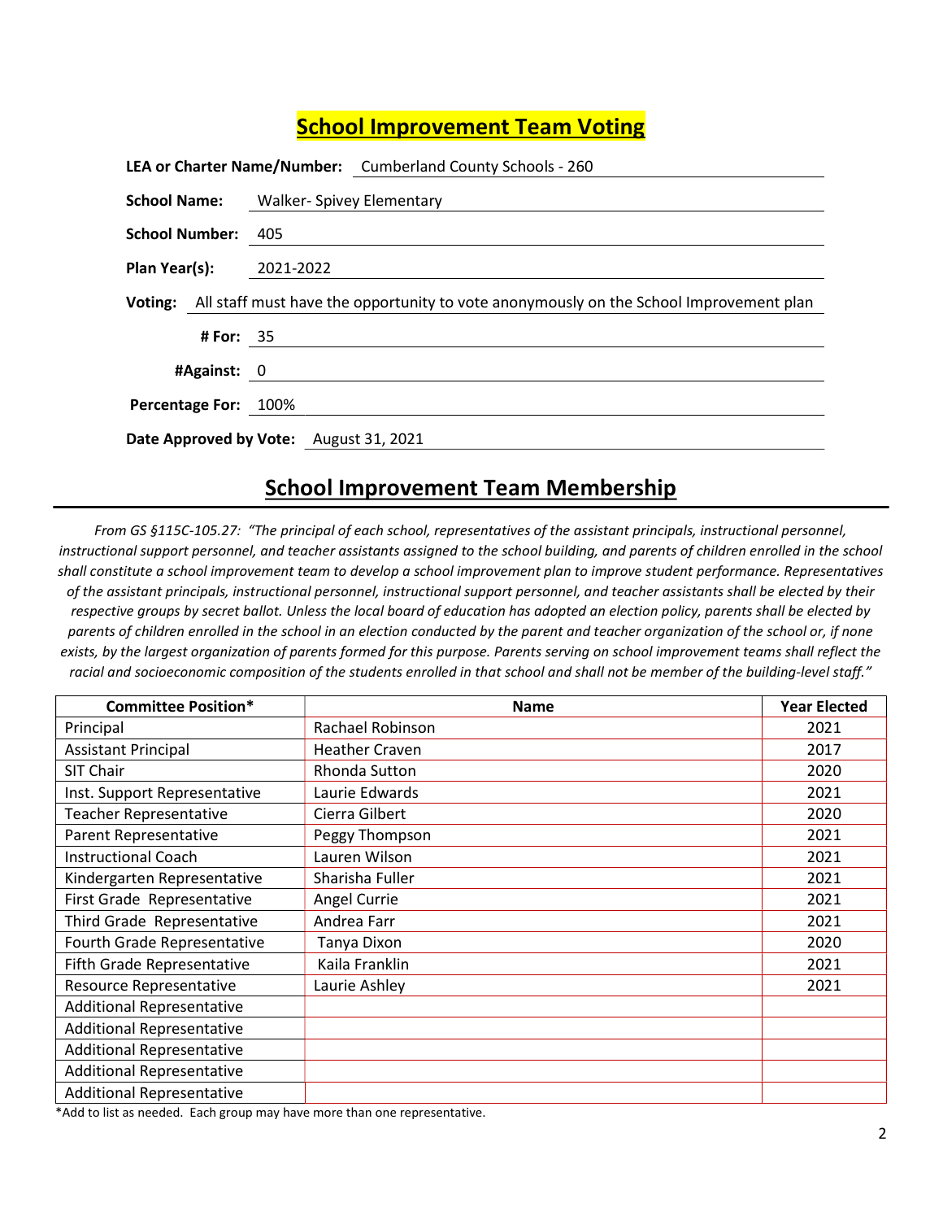# School Improvement Team Voting

**LEA or Charter Name/Number:** Cumberland County Schools - 260

**School Name:** Walker- Spivey Elementary

**School Number:** 405

**Plan Year(s):** 2021-2022

**Voting:** All staff must have the opportunity to vote anonymously on the School Improvement plan

**# For:** 35

**#Against:** 0

**Percentage For:** 100%

**Date Approved by Vote:** August 31, 2021

## School Improvement Team Membership

*From GS §115C-105.27: "The principal of each school, representatives of the assistant principals, instructional personnel, instructional support personnel, and teacher assistants assigned to the school building, and parents of children enrolled in the school shall constitute a school improvement team to develop a school improvement plan to improve student performance. Representatives of the assistant principals, instructional personnel, instructional support personnel, and teacher assistants shall be elected by their respective groups by secret ballot. Unless the local board of education has adopted an election policy, parents shall be elected by parents of children enrolled in the school in an election conducted by the parent and teacher organization of the school or, if none exists, by the largest organization of parents formed for this purpose. Parents serving on school improvement teams shall reflect the racial and socioeconomic composition of the students enrolled in that school and shall not be member of the building-level staff."*

| Committee Position* | Name | Year Elected |
|---|---|---|
| Principal | Rachael Robinson | 2021 |
| Assistant Principal | Heather Craven | 2017 |
| SIT Chair | Rhonda Sutton | 2020 |
| Inst. Support Representative | Laurie Edwards | 2021 |
| Teacher Representative | Cierra Gilbert | 2020 |
| Parent Representative | Peggy Thompson | 2021 |
| Instructional Coach | Lauren Wilson | 2021 |
| Kindergarten Representative | Sharisha Fuller | 2021 |
| First Grade Representative | Angel Currie | 2021 |
| Third Grade Representative | Andrea Farr | 2021 |
| Fourth Grade Representative | Tanya Dixon | 2020 |
| Fifth Grade Representative | Kaila Franklin | 2021 |
| Resource Representative | Laurie Ashley | 2021 |
| Additional Representative | | |
| Additional Representative | | |
| Additional Representative | | |
| Additional Representative | | |
| Additional Representative | | |

*Add to list as needed. Each group may have more than one representative.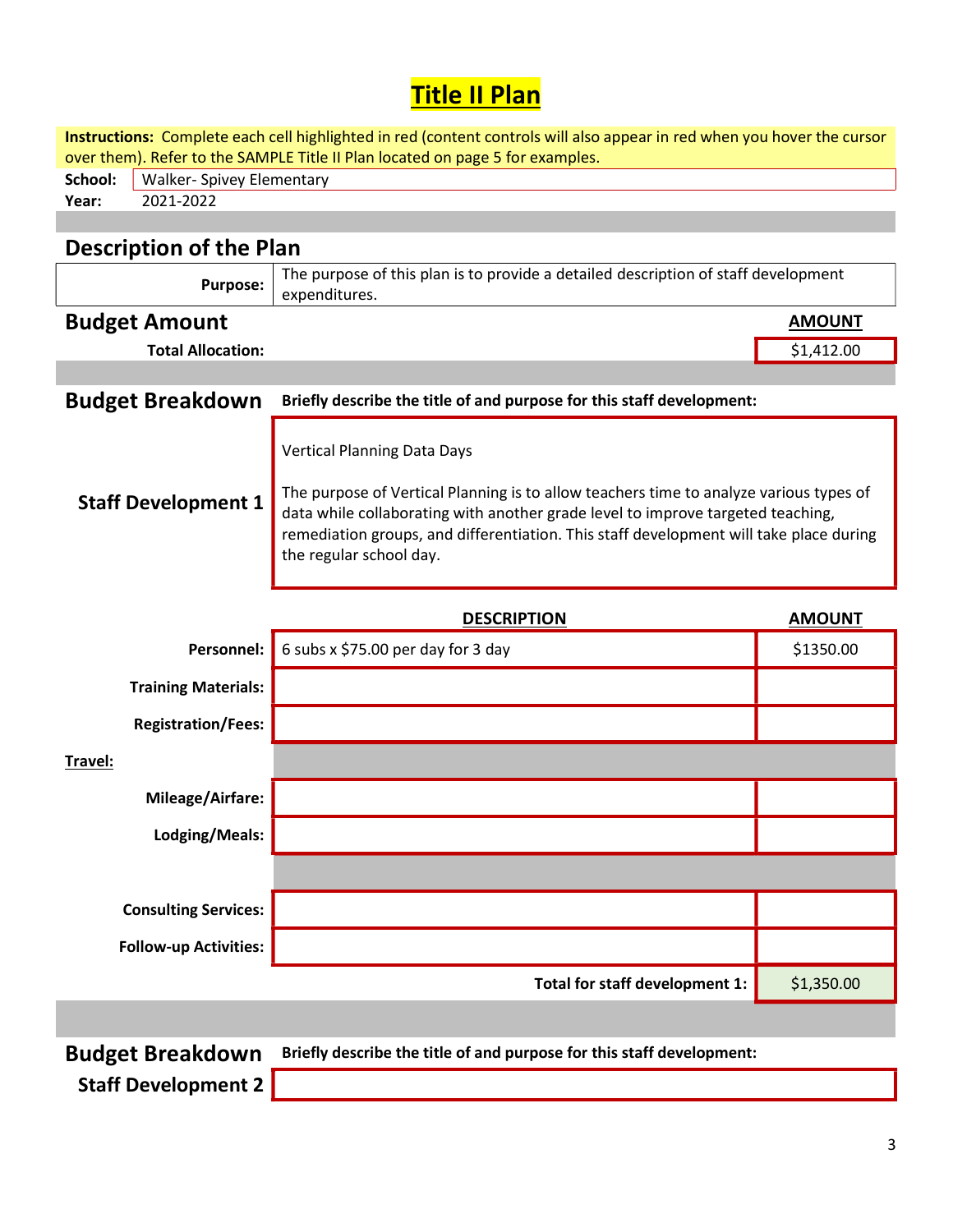# Title II Plan

**Instructions:** Complete each cell highlighted in red (content controls will also appear in red when you hover the cursor over them). Refer to the SAMPLE Title II Plan located on page 5 for examples.

**School:** Walker- Spivey Elementary
**Year:** 2021-2022

## Description of the Plan

| | |
|---|---|
| **Purpose:** | The purpose of this plan is to provide a detailed description of staff development expenditures. |

## Budget Amount

| | **AMOUNT** |
|---|---|
| **Total Allocation:** | $1,412.00 |

## Budget Breakdown

**Briefly describe the title of and purpose for this staff development:**

### Staff Development 1

Vertical Planning Data Days

The purpose of Vertical Planning is to allow teachers time to analyze various types of data while collaborating with another grade level to improve targeted teaching, remediation groups, and differentiation. This staff development will take place during the regular school day.

| | **DESCRIPTION** | **AMOUNT** |
|---|---|---|
| **Personnel:** | 6 subs x $75.00 per day for 3 day | $1350.00 |
| **Training Materials:** | | |
| **Registration/Fees:** | | |
| **Travel:** | | |
| **Mileage/Airfare:** | | |
| **Lodging/Meals:** | | |
| **Consulting Services:** | | |
| **Follow-up Activities:** | | |
| | **Total for staff development 1:** | $1,350.00 |

## Budget Breakdown

**Briefly describe the title of and purpose for this staff development:**

### Staff Development 2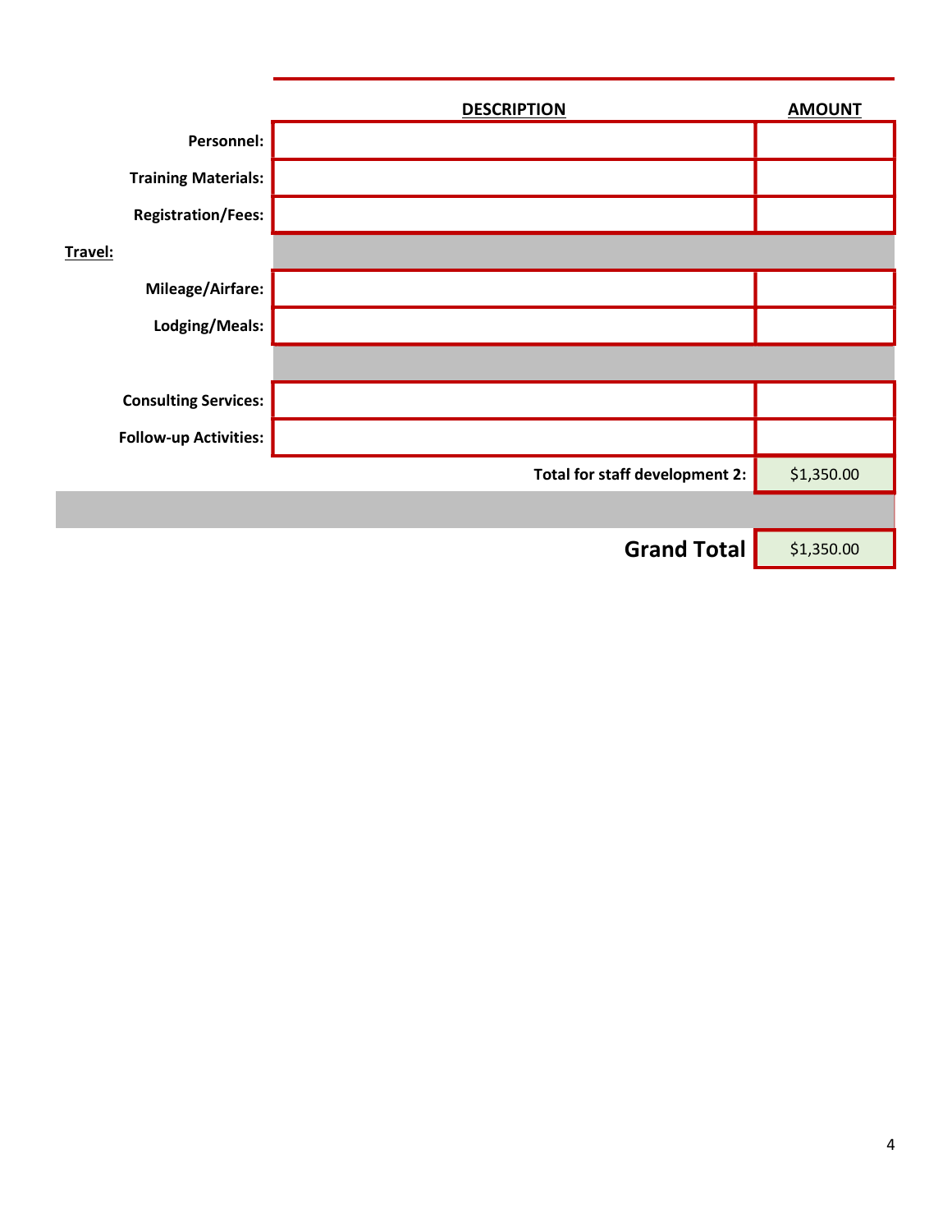| | DESCRIPTION | AMOUNT |
|---|---|---|
| **Personnel:** | | |
| **Training Materials:** | | |
| **Registration/Fees:** | | |
| **Travel:** | | |
| **Mileage/Airfare:** | | |
| **Lodging/Meals:** | | |
| | | |
| **Consulting Services:** | | |
| **Follow-up Activities:** | | |
| | **Total for staff development 2:** | $1,350.00 |
| | | |
| | **Grand Total** | $1,350.00 |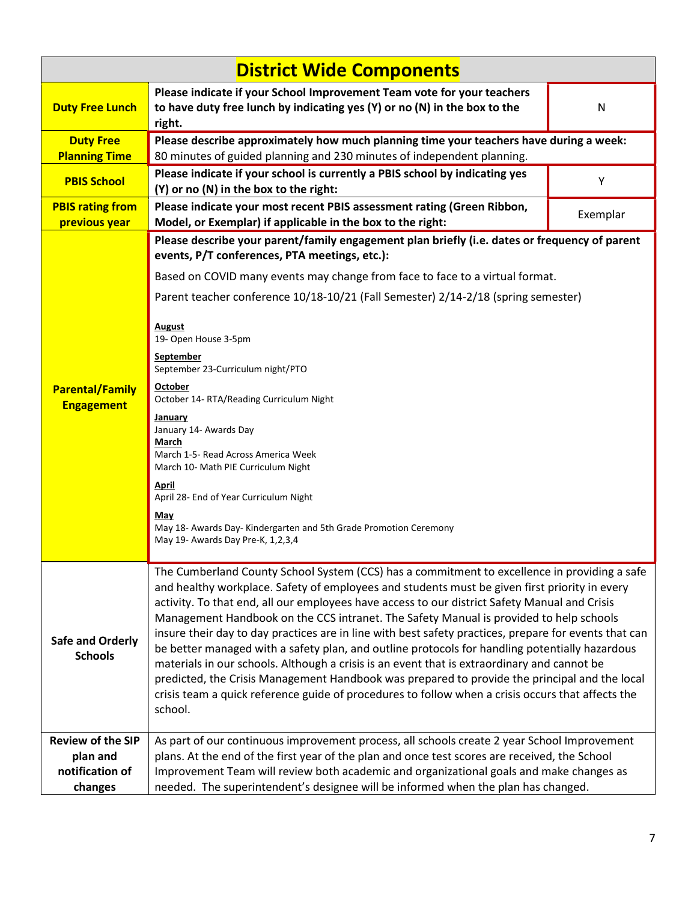| District Wide Components | | |
|---|---|---|
| **Duty Free Lunch** | **Please indicate if your School Improvement Team vote for your teachers to have duty free lunch by indicating yes (Y) or no (N) in the box to the right.** | N |
| **Duty Free Planning Time** | **Please describe approximately how much planning time your teachers have during a week:** 80 minutes of guided planning and 230 minutes of independent planning. | |
| **PBIS School** | **Please indicate if your school is currently a PBIS school by indicating yes (Y) or no (N) in the box to the right:** | Y |
| **PBIS rating from previous year** | **Please indicate your most recent PBIS assessment rating (Green Ribbon, Model, or Exemplar) if applicable in the box to the right:** | Exemplar |
| **Parental/Family Engagement** | **Please describe your parent/family engagement plan briefly (i.e. dates or frequency of parent events, P/T conferences, PTA meetings, etc.):**<br><br>Based on COVID many events may change from face to face to a virtual format.<br><br>Parent teacher conference 10/18-10/21 (Fall Semester) 2/14-2/18 (spring semester)<br><br>**August**<br>19- Open House 3-5pm<br>**September**<br>September 23-Curriculum night/PTO<br>**October**<br>October 14- RTA/Reading Curriculum Night<br>**January**<br>January 14- Awards Day<br>**March**<br>March 1-5- Read Across America Week<br>March 10- Math PIE Curriculum Night<br>**April**<br>April 28- End of Year Curriculum Night<br>**May**<br>May 18- Awards Day- Kindergarten and 5th Grade Promotion Ceremony<br>May 19- Awards Day Pre-K, 1,2,3,4 | |
| **Safe and Orderly Schools** | The Cumberland County School System (CCS) has a commitment to excellence in providing a safe and healthy workplace. Safety of employees and students must be given first priority in every activity. To that end, all our employees have access to our district Safety Manual and Crisis Management Handbook on the CCS intranet. The Safety Manual is provided to help schools insure their day to day practices are in line with best safety practices, prepare for events that can be better managed with a safety plan, and outline protocols for handling potentially hazardous materials in our schools. Although a crisis is an event that is extraordinary and cannot be predicted, the Crisis Management Handbook was prepared to provide the principal and the local crisis team a quick reference guide of procedures to follow when a crisis occurs that affects the school. | |
| **Review of the SIP plan and notification of changes** | As part of our continuous improvement process, all schools create 2 year School Improvement plans. At the end of the first year of the plan and once test scores are received, the School Improvement Team will review both academic and organizational goals and make changes as needed. The superintendent's designee will be informed when the plan has changed. | |